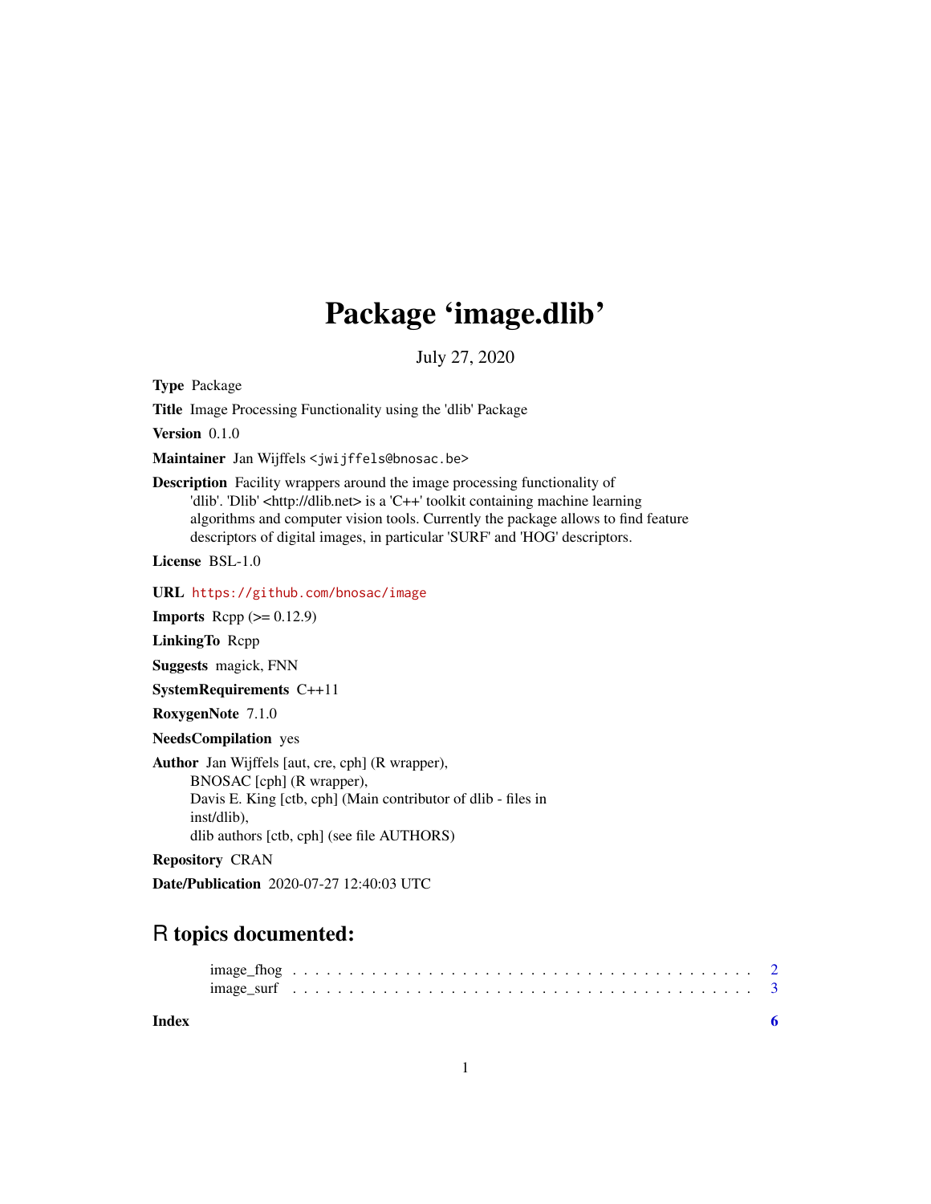# Package 'image.dlib'

July 27, 2020

**Type** Package

**Title** Image Processing Functionality using the 'dlib' Package

**Version** 0.1.0

**Maintainer** Jan Wijffels <jwijffels@bnosac.be>

**Description** Facility wrappers around the image processing functionality of 'dlib'. 'Dlib' <http://dlib.net> is a 'C++' toolkit containing machine learning algorithms and computer vision tools. Currently the package allows to find feature descriptors of digital images, in particular 'SURF' and 'HOG' descriptors.

**License** BSL-1.0

**URL** https://github.com/bnosac/image

**Imports** Rcpp (>= 0.12.9)

**LinkingTo** Rcpp

**Suggests** magick, FNN

**SystemRequirements** C++11

**RoxygenNote** 7.1.0

**NeedsCompilation** yes

**Author** Jan Wijffels [aut, cre, cph] (R wrapper),
BNOSAC [cph] (R wrapper),
Davis E. King [ctb, cph] (Main contributor of dlib - files in inst/dlib),
dlib authors [ctb, cph] (see file AUTHORS)

**Repository** CRAN

**Date/Publication** 2020-07-27 12:40:03 UTC

## R topics documented:

image_fhog . . . . . . . . . . . . . . . . . . . . . . . . . . . . . . . . . . . . . . . 2
image_surf . . . . . . . . . . . . . . . . . . . . . . . . . . . . . . . . . . . . . . . 3

**Index** 6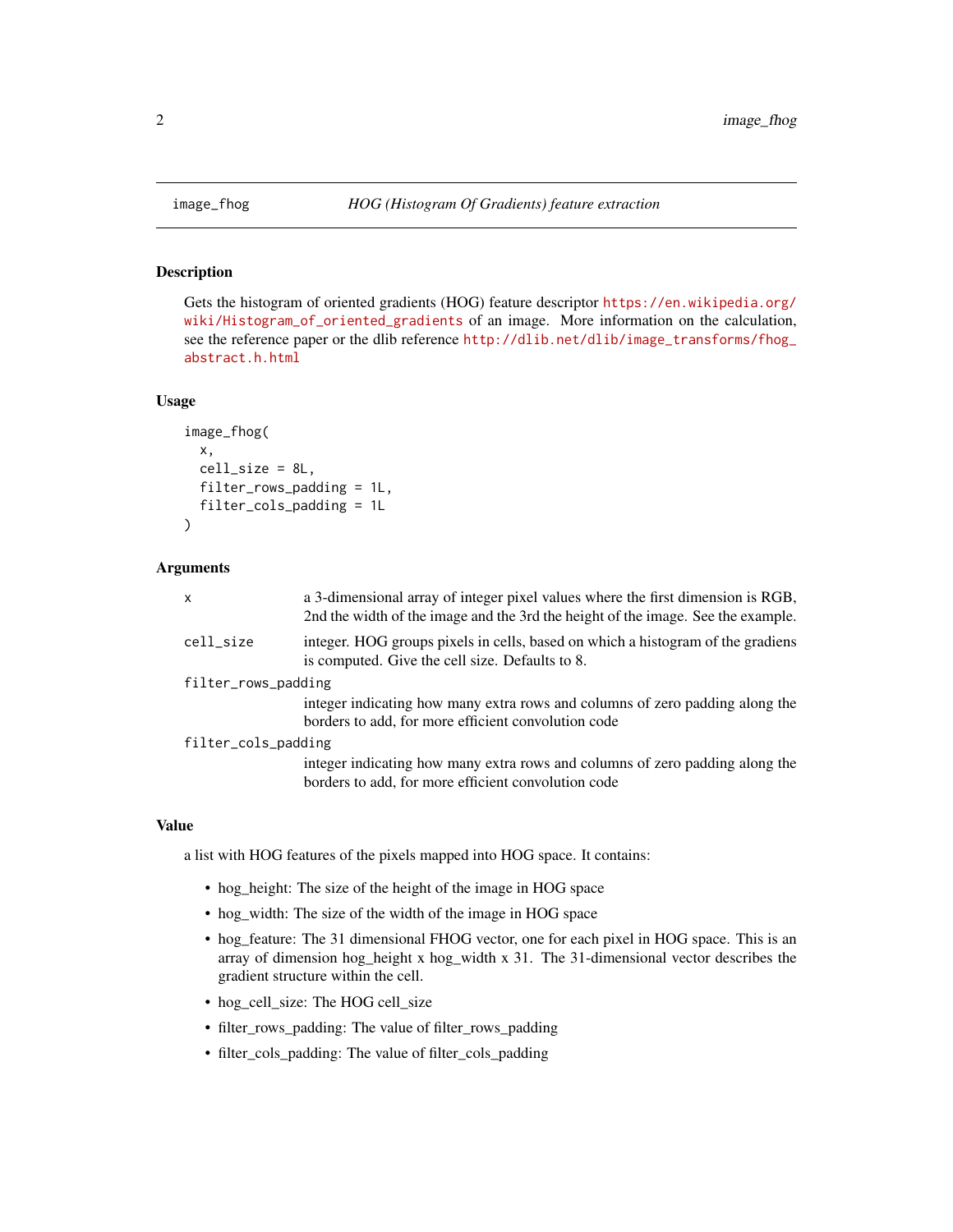# image_fhog — HOG (Histogram Of Gradients) feature extraction

## Description

Gets the histogram of oriented gradients (HOG) feature descriptor https://en.wikipedia.org/wiki/Histogram_of_oriented_gradients of an image. More information on the calculation, see the reference paper or the dlib reference http://dlib.net/dlib/image_transforms/fhog_abstract.h.html

## Usage

```
image_fhog(
  x,
  cell_size = 8L,
  filter_rows_padding = 1L,
  filter_cols_padding = 1L
)
```

## Arguments

- `x` — a 3-dimensional array of integer pixel values where the first dimension is RGB, 2nd the width of the image and the 3rd the height of the image. See the example.
- `cell_size` — integer. HOG groups pixels in cells, based on which a histogram of the gradiens is computed. Give the cell size. Defaults to 8.
- `filter_rows_padding` — integer indicating how many extra rows and columns of zero padding along the borders to add, for more efficient convolution code
- `filter_cols_padding` — integer indicating how many extra rows and columns of zero padding along the borders to add, for more efficient convolution code

## Value

a list with HOG features of the pixels mapped into HOG space. It contains:

- hog_height: The size of the height of the image in HOG space
- hog_width: The size of the width of the image in HOG space
- hog_feature: The 31 dimensional FHOG vector, one for each pixel in HOG space. This is an array of dimension hog_height x hog_width x 31. The 31-dimensional vector describes the gradient structure within the cell.
- hog_cell_size: The HOG cell_size
- filter_rows_padding: The value of filter_rows_padding
- filter_cols_padding: The value of filter_cols_padding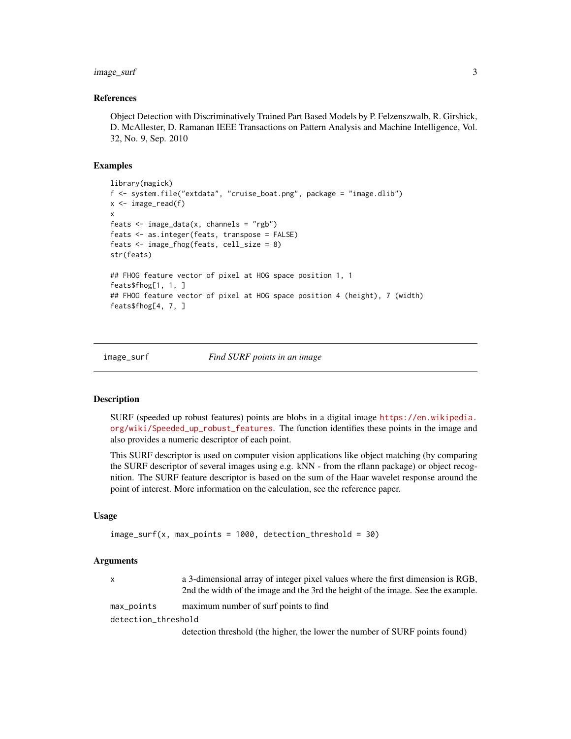## References

Object Detection with Discriminatively Trained Part Based Models by P. Felzenszwalb, R. Girshick, D. McAllester, D. Ramanan IEEE Transactions on Pattern Analysis and Machine Intelligence, Vol. 32, No. 9, Sep. 2010

## Examples

```
library(magick)
f <- system.file("extdata", "cruise_boat.png", package = "image.dlib")
x <- image_read(f)
x
feats <- image_data(x, channels = "rgb")
feats <- as.integer(feats, transpose = FALSE)
feats <- image_fhog(feats, cell_size = 8)
str(feats)

## FHOG feature vector of pixel at HOG space position 1, 1
feats$fhog[1, 1, ]
## FHOG feature vector of pixel at HOG space position 4 (height), 7 (width)
feats$fhog[4, 7, ]
```

---

# image_surf — *Find SURF points in an image*

## Description

SURF (speeded up robust features) points are blobs in a digital image https://en.wikipedia.org/wiki/Speeded_up_robust_features. The function identifies these points in the image and also provides a numeric descriptor of each point.

This SURF descriptor is used on computer vision applications like object matching (by comparing the SURF descriptor of several images using e.g. kNN - from the rflann package) or object recognition. The SURF feature descriptor is based on the sum of the Haar wavelet response around the point of interest. More information on the calculation, see the reference paper.

## Usage

```
image_surf(x, max_points = 1000, detection_threshold = 30)
```

## Arguments

| | |
|---|---|
| `x` | a 3-dimensional array of integer pixel values where the first dimension is RGB, 2nd the width of the image and the 3rd the height of the image. See the example. |
| `max_points` | maximum number of surf points to find |
| `detection_threshold` | detection threshold (the higher, the lower the number of SURF points found) |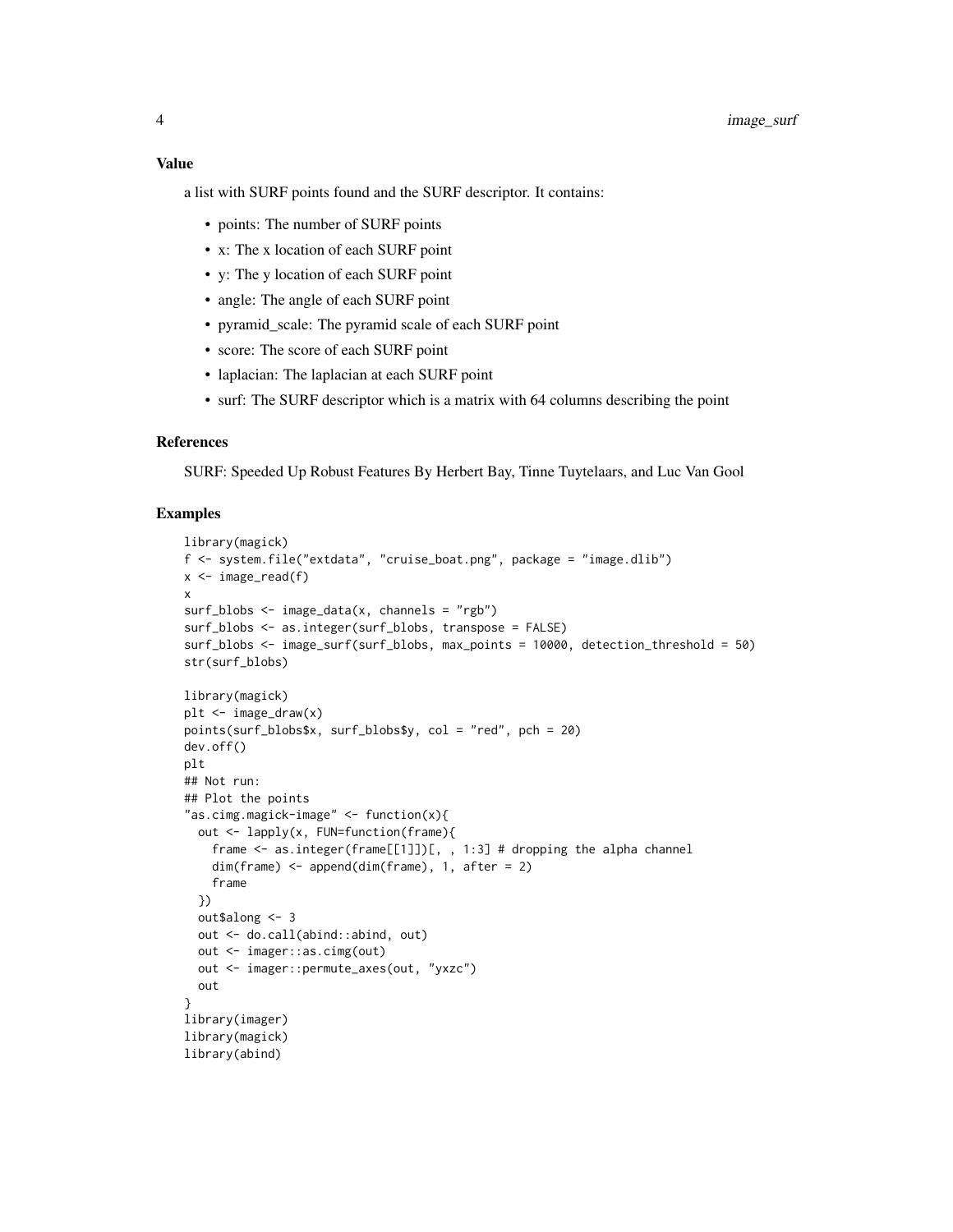### Value

a list with SURF points found and the SURF descriptor. It contains:

- points: The number of SURF points
- x: The x location of each SURF point
- y: The y location of each SURF point
- angle: The angle of each SURF point
- pyramid_scale: The pyramid scale of each SURF point
- score: The score of each SURF point
- laplacian: The laplacian at each SURF point
- surf: The SURF descriptor which is a matrix with 64 columns describing the point

### References

SURF: Speeded Up Robust Features By Herbert Bay, Tinne Tuytelaars, and Luc Van Gool

### Examples

```
library(magick)
f <- system.file("extdata", "cruise_boat.png", package = "image.dlib")
x <- image_read(f)
x
surf_blobs <- image_data(x, channels = "rgb")
surf_blobs <- as.integer(surf_blobs, transpose = FALSE)
surf_blobs <- image_surf(surf_blobs, max_points = 10000, detection_threshold = 50)
str(surf_blobs)

library(magick)
plt <- image_draw(x)
points(surf_blobs$x, surf_blobs$y, col = "red", pch = 20)
dev.off()
plt
## Not run:
## Plot the points
"as.cimg.magick-image" <- function(x){
  out <- lapply(x, FUN=function(frame){
    frame <- as.integer(frame[[1]])[, , 1:3] # dropping the alpha channel
    dim(frame) <- append(dim(frame), 1, after = 2)
    frame
  })
  out$along <- 3
  out <- do.call(abind::abind, out)
  out <- imager::as.cimg(out)
  out <- imager::permute_axes(out, "yxzc")
  out
}
library(imager)
library(magick)
library(abind)
```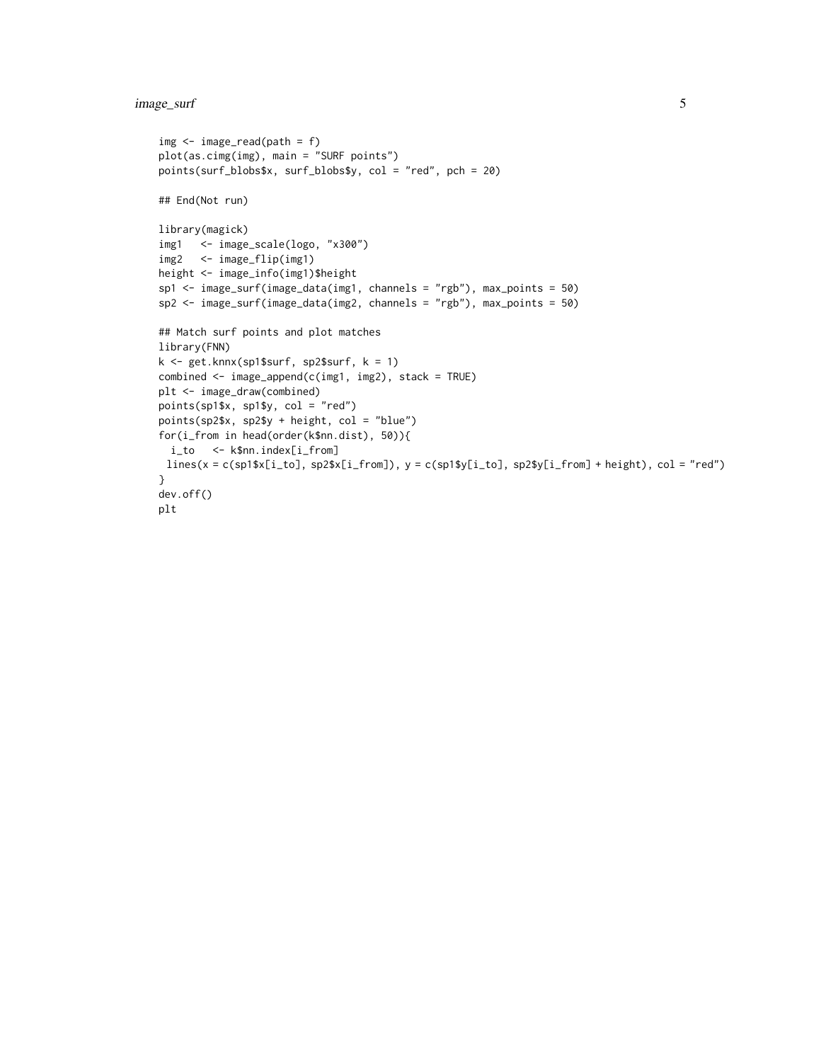```
img <- image_read(path = f)
plot(as.cimg(img), main = "SURF points")
points(surf_blobs$x, surf_blobs$y, col = "red", pch = 20)

## End(Not run)

library(magick)
img1   <- image_scale(logo, "x300")
img2   <- image_flip(img1)
height <- image_info(img1)$height
sp1 <- image_surf(image_data(img1, channels = "rgb"), max_points = 50)
sp2 <- image_surf(image_data(img2, channels = "rgb"), max_points = 50)

## Match surf points and plot matches
library(FNN)
k <- get.knnx(sp1$surf, sp2$surf, k = 1)
combined <- image_append(c(img1, img2), stack = TRUE)
plt <- image_draw(combined)
points(sp1$x, sp1$y, col = "red")
points(sp2$x, sp2$y + height, col = "blue")
for(i_from in head(order(k$nn.dist), 50)){
  i_to   <- k$nn.index[i_from]
 lines(x = c(sp1$x[i_to], sp2$x[i_from]), y = c(sp1$y[i_to], sp2$y[i_from] + height), col = "red")
}
dev.off()
plt
```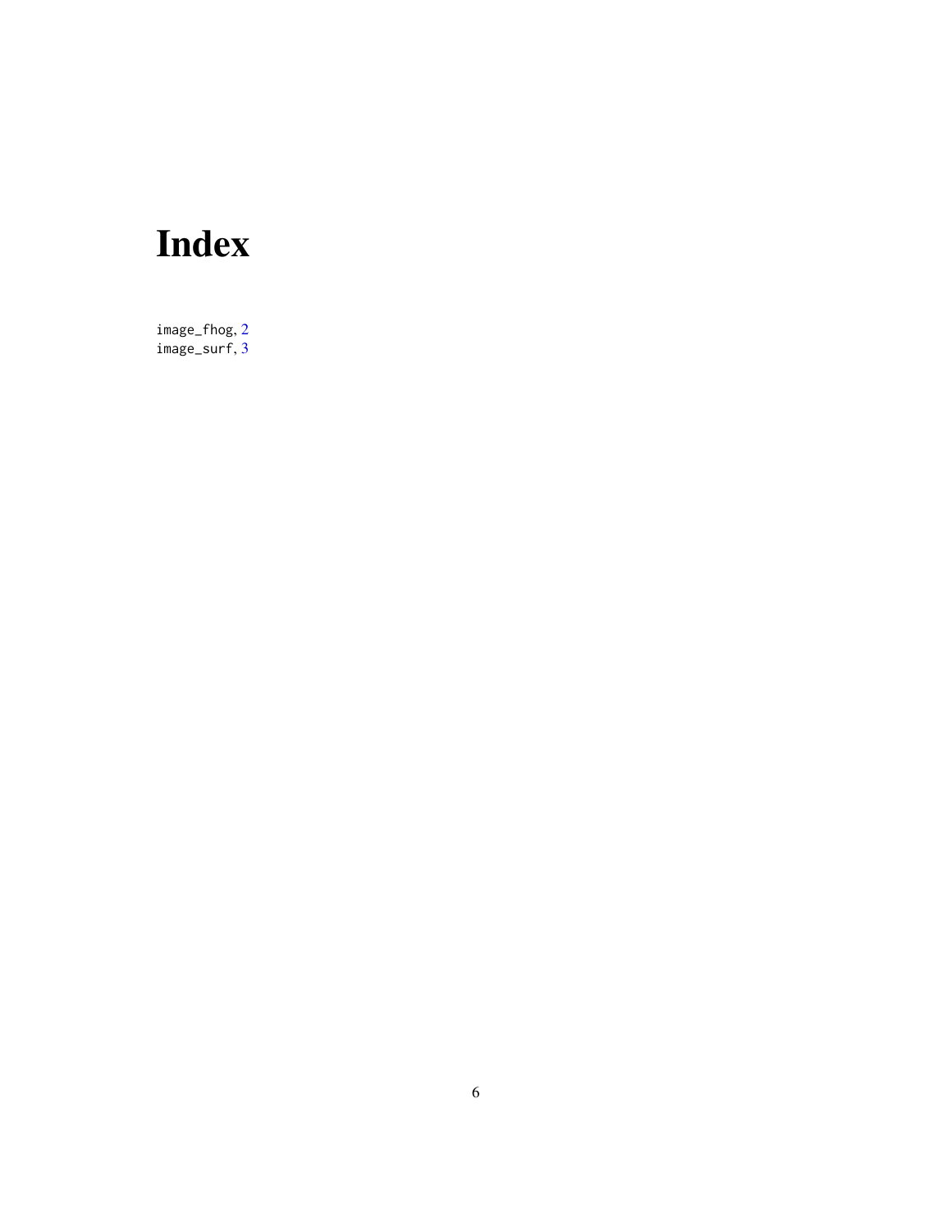# Index

image_fhog, 2
image_surf, 3